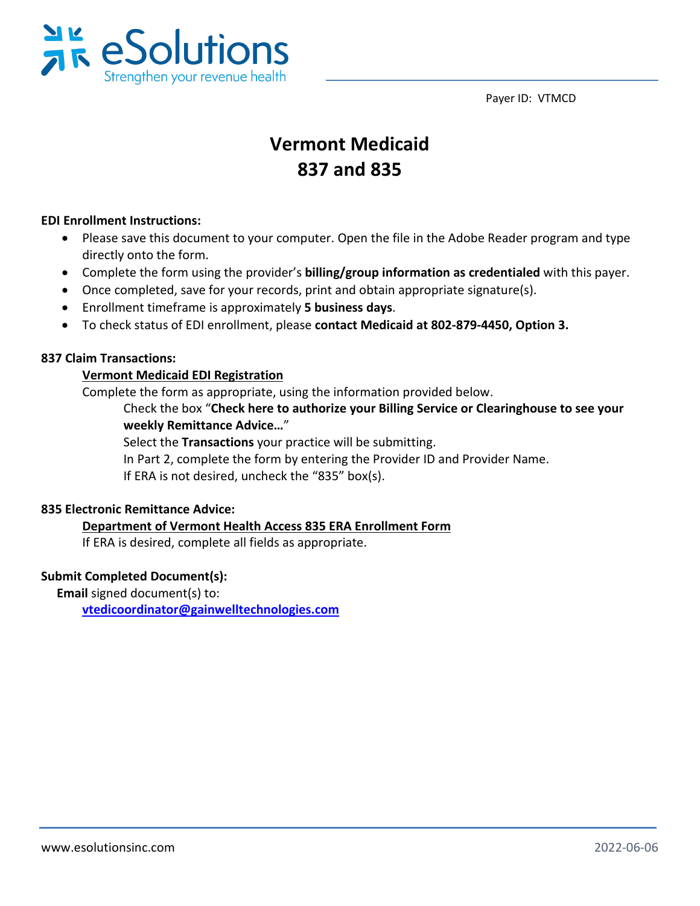eSolutions
Strengthen your revenue health

Payer ID: VTMCD

# Vermont Medicaid
# 837 and 835

**EDI Enrollment Instructions:**

- Please save this document to your computer. Open the file in the Adobe Reader program and type directly onto the form.
- Complete the form using the provider's **billing/group information as credentialed** with this payer.
- Once completed, save for your records, print and obtain appropriate signature(s).
- Enrollment timeframe is approximately **5 business days**.
- To check status of EDI enrollment, please **contact Medicaid at 802-879-4450, Option 3.**

**837 Claim Transactions:**

**Vermont Medicaid EDI Registration**

Complete the form as appropriate, using the information provided below.

Check the box "**Check here to authorize your Billing Service or Clearinghouse to see your weekly Remittance Advice…**"

Select the **Transactions** your practice will be submitting.

In Part 2, complete the form by entering the Provider ID and Provider Name.

If ERA is not desired, uncheck the "835" box(s).

**835 Electronic Remittance Advice:**

**Department of Vermont Health Access 835 ERA Enrollment Form**

If ERA is desired, complete all fields as appropriate.

**Submit Completed Document(s):**

**Email** signed document(s) to:

vtedicoordinator@gainwelltechnologies.com

www.esolutionsinc.com 2022-06-06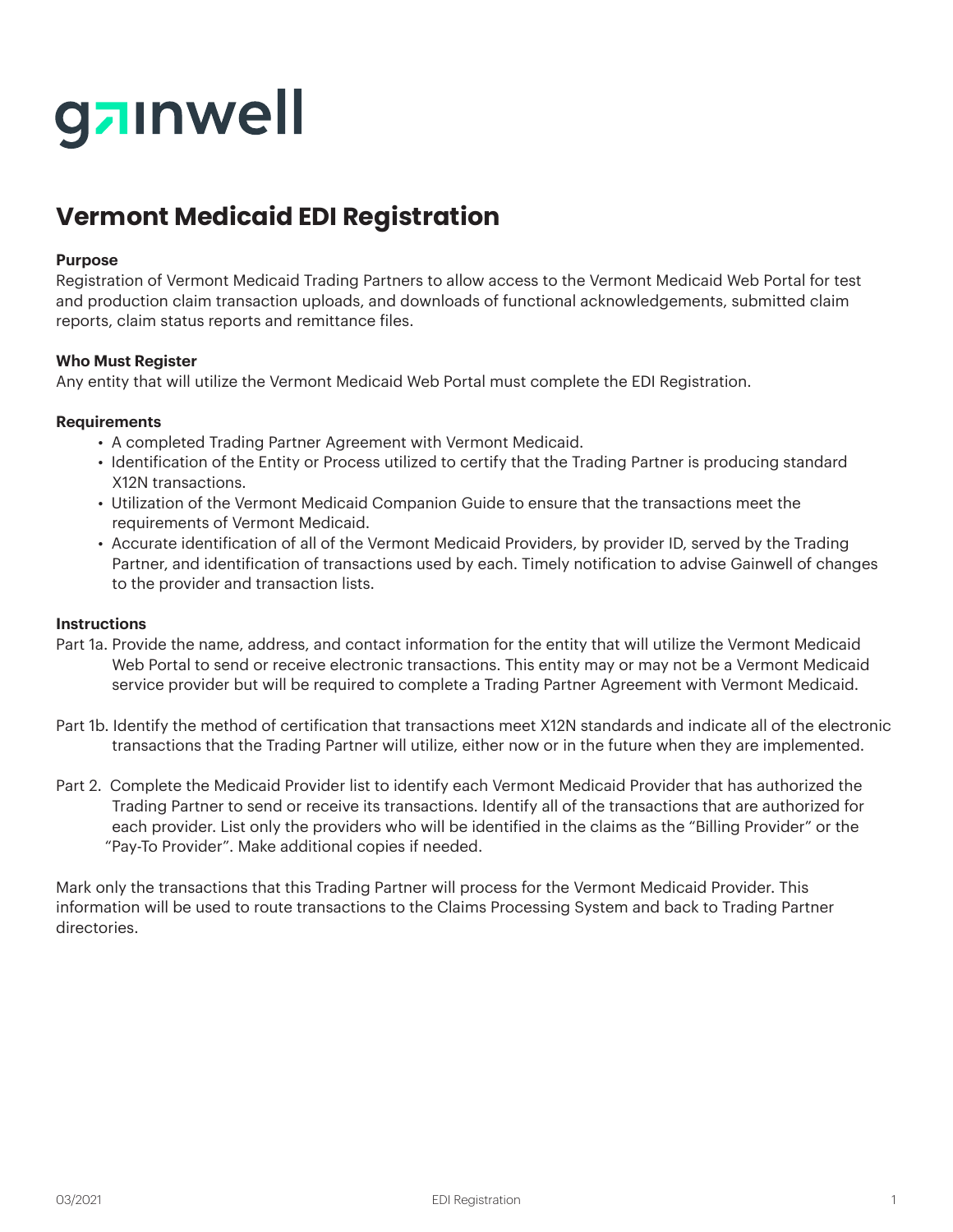# Vermont Medicaid EDI Registration

**Purpose**

Registration of Vermont Medicaid Trading Partners to allow access to the Vermont Medicaid Web Portal for test and production claim transaction uploads, and downloads of functional acknowledgements, submitted claim reports, claim status reports and remittance files.

**Who Must Register**

Any entity that will utilize the Vermont Medicaid Web Portal must complete the EDI Registration.

**Requirements**

- A completed Trading Partner Agreement with Vermont Medicaid.
- Identification of the Entity or Process utilized to certify that the Trading Partner is producing standard X12N transactions.
- Utilization of the Vermont Medicaid Companion Guide to ensure that the transactions meet the requirements of Vermont Medicaid.
- Accurate identification of all of the Vermont Medicaid Providers, by provider ID, served by the Trading Partner, and identification of transactions used by each. Timely notification to advise Gainwell of changes to the provider and transaction lists.

**Instructions**

Part 1a. Provide the name, address, and contact information for the entity that will utilize the Vermont Medicaid Web Portal to send or receive electronic transactions. This entity may or may not be a Vermont Medicaid service provider but will be required to complete a Trading Partner Agreement with Vermont Medicaid.

Part 1b. Identify the method of certification that transactions meet X12N standards and indicate all of the electronic transactions that the Trading Partner will utilize, either now or in the future when they are implemented.

Part 2. Complete the Medicaid Provider list to identify each Vermont Medicaid Provider that has authorized the Trading Partner to send or receive its transactions. Identify all of the transactions that are authorized for each provider. List only the providers who will be identified in the claims as the "Billing Provider" or the "Pay-To Provider". Make additional copies if needed.

Mark only the transactions that this Trading Partner will process for the Vermont Medicaid Provider. This information will be used to route transactions to the Claims Processing System and back to Trading Partner directories.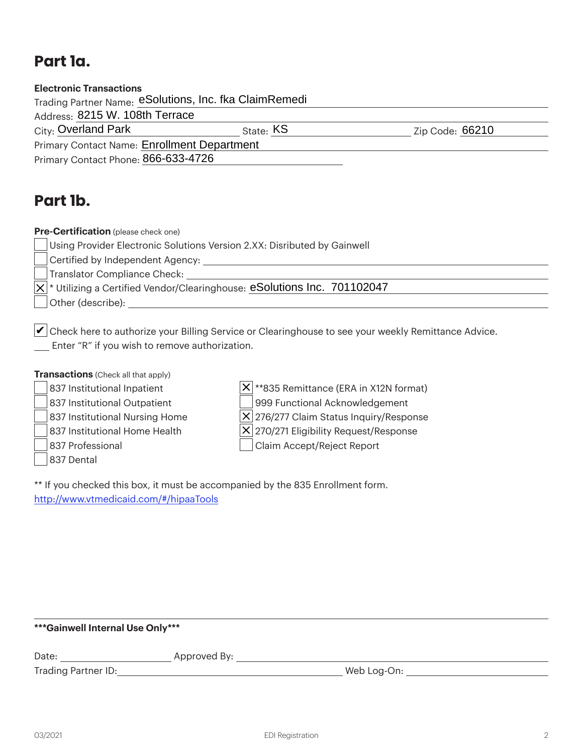## Part 1a.

**Electronic Transactions**

Trading Partner Name: eSolutions, Inc. fka ClaimRemedi

Address: 8215 W. 108th Terrace

City: Overland Park State: KS Zip Code: 66210

Primary Contact Name: Enrollment Department

Primary Contact Phone: 866-633-4726

## Part 1b.

**Pre-Certification** (please check one)

- [ ] Using Provider Electronic Solutions Version 2.XX: Disributed by Gainwell
- [ ] Certified by Independent Agency: ______
- [ ] Translator Compliance Check: ______
- [x] * Utilizing a Certified Vendor/Clearinghouse: eSolutions Inc. 701102047
- [ ] Other (describe): ______

- [x] Check here to authorize your Billing Service or Clearinghouse to see your weekly Remittance Advice.

___ Enter "R" if you wish to remove authorization.

**Transactions** (Check all that apply)

- [ ] 837 Institutional Inpatient
- [ ] 837 Institutional Outpatient
- [ ] 837 Institutional Nursing Home
- [ ] 837 Institutional Home Health
- [ ] 837 Professional
- [ ] 837 Dental
- [x] **835 Remittance (ERA in X12N format)
- [ ] 999 Functional Acknowledgement
- [x] 276/277 Claim Status Inquiry/Response
- [x] 270/271 Eligibility Request/Response
- [ ] Claim Accept/Reject Report

** If you checked this box, it must be accompanied by the 835 Enrollment form.
http://www.vtmedicaid.com/#/hipaaTools

---

**\*\*\*Gainwell Internal Use Only\*\*\***

Date: ______ Approved By: ______

Trading Partner ID: ______ Web Log-On: ______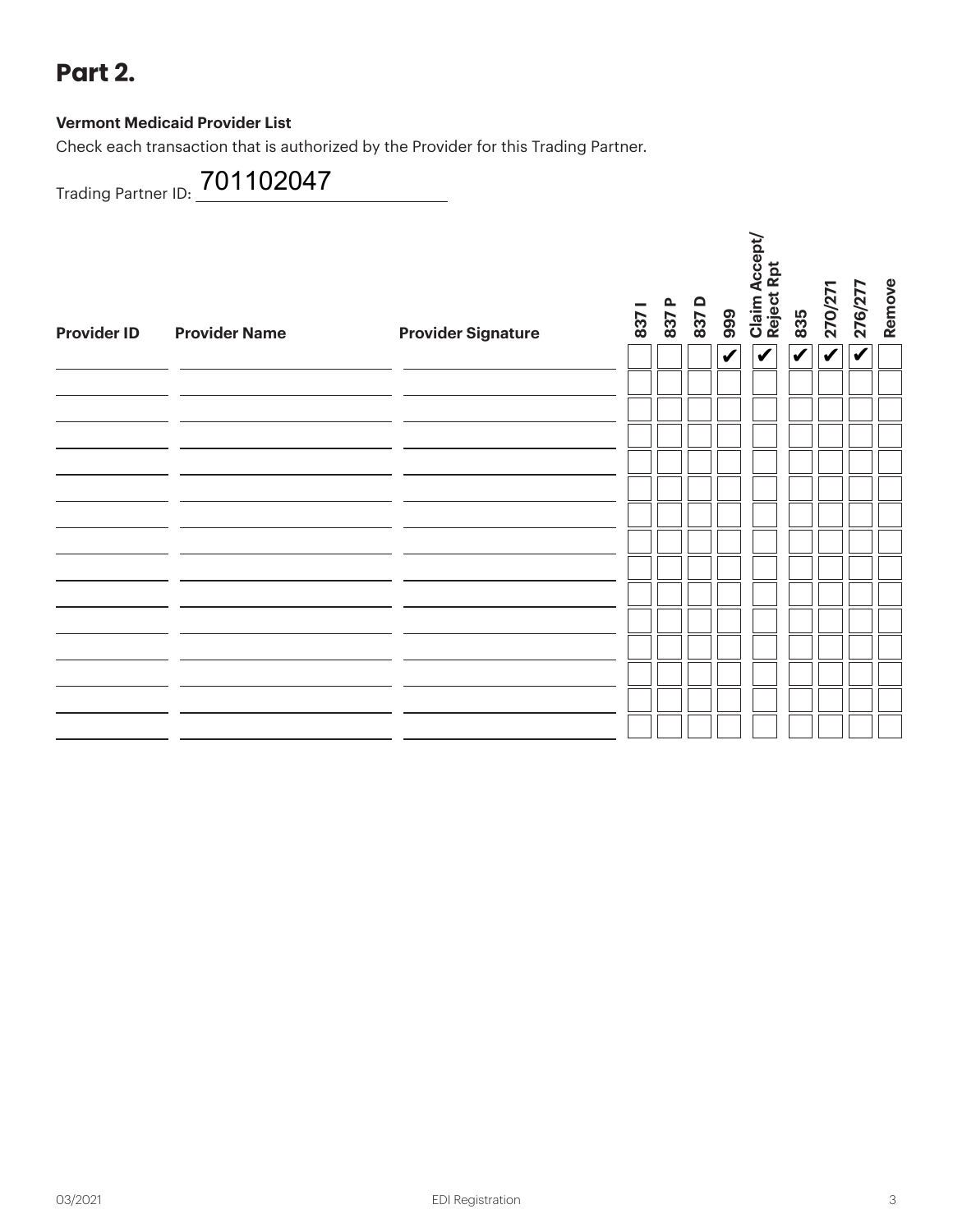# Part 2.

**Vermont Medicaid Provider List**

Check each transaction that is authorized by the Provider for this Trading Partner.

Trading Partner ID: 701102047

| Provider ID | Provider Name | Provider Signature | 837 I | 837 P | 837 D | 999 | Claim Accept/ Reject Rpt | 835 | 270/271 | 276/277 | Remove |
|---|---|---|---|---|---|---|---|---|---|---|---|
| | | | | | | ✔ | ✔ | ✔ | ✔ | ✔ | |
| | | | | | | | | | | | |
| | | | | | | | | | | | |
| | | | | | | | | | | | |
| | | | | | | | | | | | |
| | | | | | | | | | | | |
| | | | | | | | | | | | |
| | | | | | | | | | | | |
| | | | | | | | | | | | |
| | | | | | | | | | | | |
| | | | | | | | | | | | |
| | | | | | | | | | | | |
| | | | | | | | | | | | |
| | | | | | | | | | | | |
| | | | | | | | | | | | |

03/2021 EDI Registration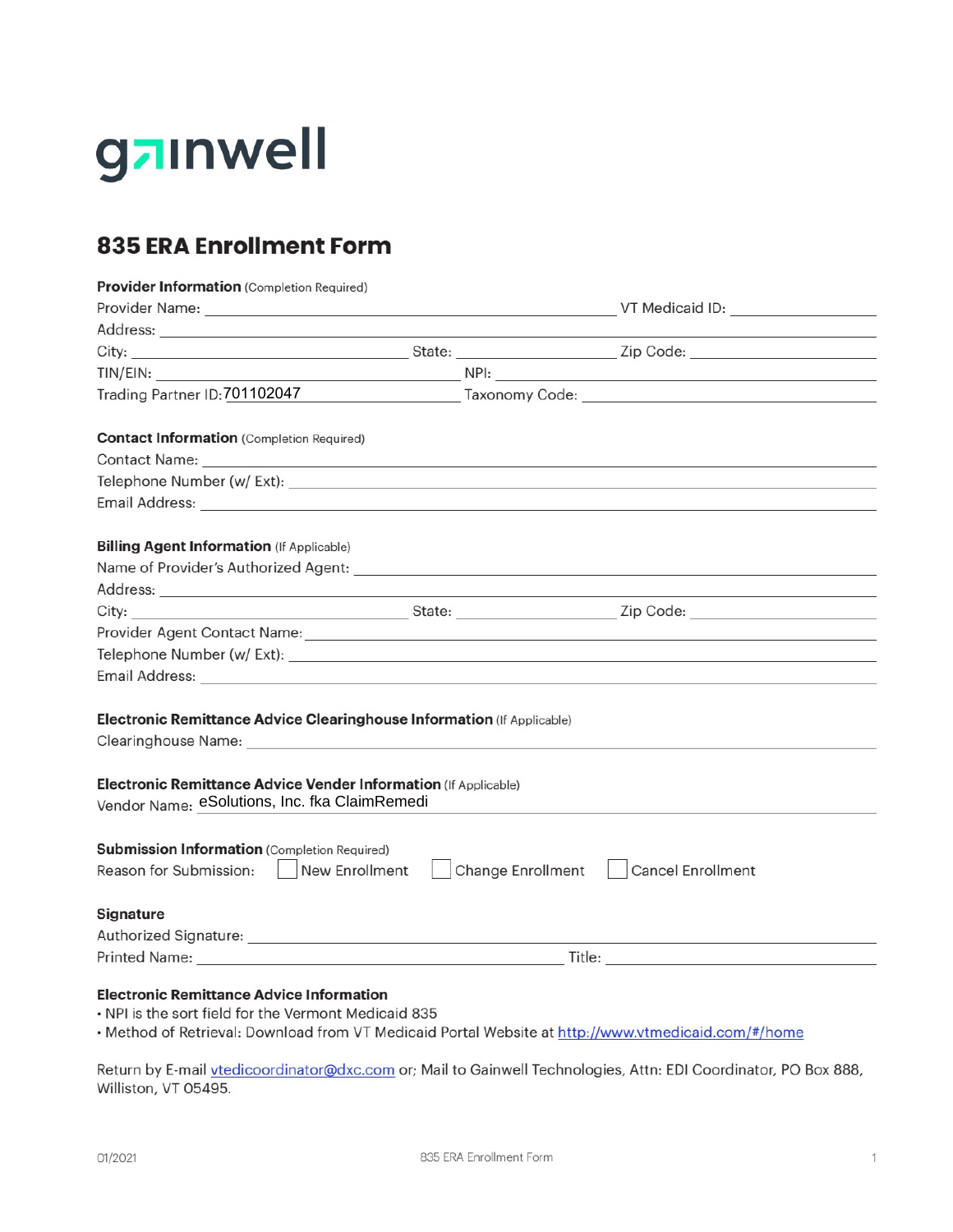gainwell

# 835 ERA Enrollment Form

**Provider Information** (Completion Required)

Provider Name: ______________________ VT Medicaid ID: ______________

Address: ______________________

City: ______________ State: ______________ Zip Code: ______________

TIN/EIN: ______________ NPI: ______________

Trading Partner ID: 701102047 Taxonomy Code: ______________

**Contact Information** (Completion Required)

Contact Name: ______________________

Telephone Number (w/ Ext): ______________________

Email Address: ______________________

**Billing Agent Information** (If Applicable)

Name of Provider's Authorized Agent: ______________________

Address: ______________________

City: ______________ State: ______________ Zip Code: ______________

Provider Agent Contact Name: ______________________

Telephone Number (w/ Ext): ______________________

Email Address: ______________________

**Electronic Remittance Advice Clearinghouse Information** (If Applicable)

Clearinghouse Name: ______________________

**Electronic Remittance Advice Vender Information** (If Applicable)

Vendor Name: eSolutions, Inc. fka ClaimRemedi

**Submission Information** (Completion Required)

Reason for Submission: ☐ New Enrollment ☐ Change Enrollment ☐ Cancel Enrollment

**Signature**

Authorized Signature: ______________________

Printed Name: ______________________ Title: ______________

**Electronic Remittance Advice Information**

- NPI is the sort field for the Vermont Medicaid 835
- Method of Retrieval: Download from VT Medicaid Portal Website at http://www.vtmedicaid.com/#/home

Return by E-mail vtedicoordinator@dxc.com or; Mail to Gainwell Technologies, Attn: EDI Coordinator, PO Box 888, Williston, VT 05495.

01/2021 835 ERA Enrollment Form